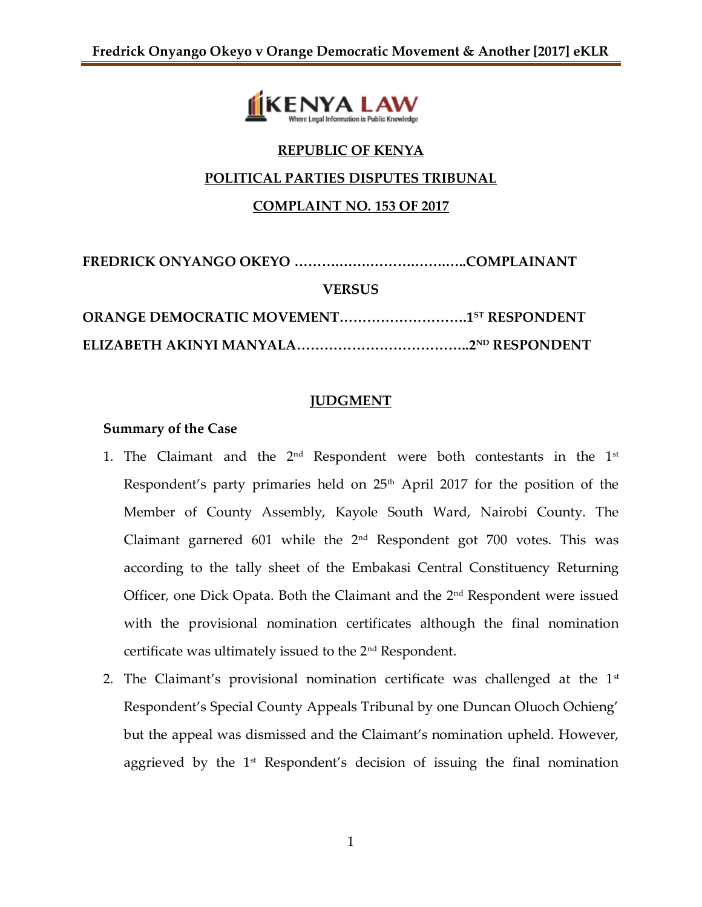**REPUBLIC OF KENYA**

**POLITICAL PARTIES DISPUTES TRIBUNAL**

**COMPLAINT NO. 153 OF 2017**

**FREDRICK ONYANGO OKEYO ………………………………..COMPLAINANT**

**VERSUS**

**ORANGE DEMOCRATIC MOVEMENT……………………….1ST RESPONDENT**

**ELIZABETH AKINYI MANYALA………………………………..2ND RESPONDENT**

## JUDGMENT

### Summary of the Case

1. The Claimant and the 2nd Respondent were both contestants in the 1st Respondent's party primaries held on 25th April 2017 for the position of the Member of County Assembly, Kayole South Ward, Nairobi County. The Claimant garnered 601 while the 2nd Respondent got 700 votes. This was according to the tally sheet of the Embakasi Central Constituency Returning Officer, one Dick Opata. Both the Claimant and the 2nd Respondent were issued with the provisional nomination certificates although the final nomination certificate was ultimately issued to the 2nd Respondent.
2. The Claimant's provisional nomination certificate was challenged at the 1st Respondent's Special County Appeals Tribunal by one Duncan Oluoch Ochieng' but the appeal was dismissed and the Claimant's nomination upheld. However, aggrieved by the 1st Respondent's decision of issuing the final nomination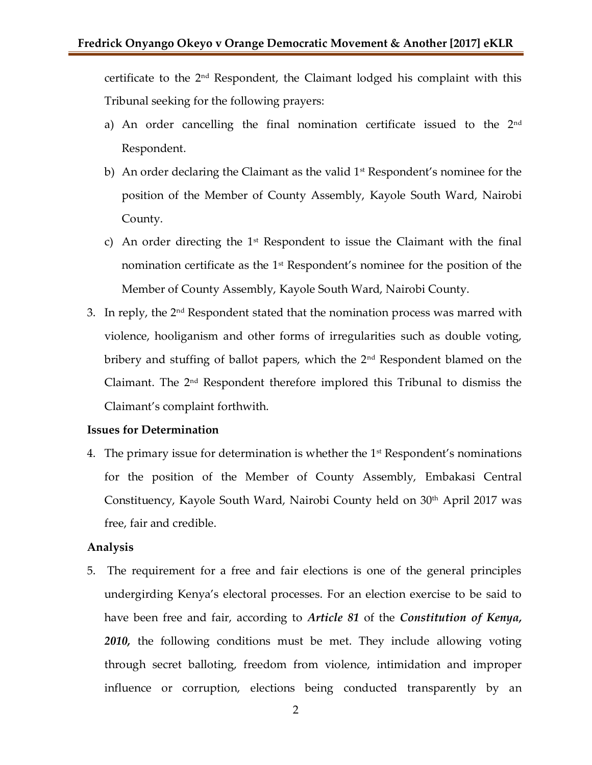certificate to the 2nd Respondent, the Claimant lodged his complaint with this Tribunal seeking for the following prayers:

a) An order cancelling the final nomination certificate issued to the 2nd Respondent.

b) An order declaring the Claimant as the valid 1st Respondent's nominee for the position of the Member of County Assembly, Kayole South Ward, Nairobi County.

c) An order directing the 1st Respondent to issue the Claimant with the final nomination certificate as the 1st Respondent's nominee for the position of the Member of County Assembly, Kayole South Ward, Nairobi County.

3. In reply, the 2nd Respondent stated that the nomination process was marred with violence, hooliganism and other forms of irregularities such as double voting, bribery and stuffing of ballot papers, which the 2nd Respondent blamed on the Claimant. The 2nd Respondent therefore implored this Tribunal to dismiss the Claimant's complaint forthwith.

**Issues for Determination**

4. The primary issue for determination is whether the 1st Respondent's nominations for the position of the Member of County Assembly, Embakasi Central Constituency, Kayole South Ward, Nairobi County held on 30th April 2017 was free, fair and credible.

**Analysis**

5. The requirement for a free and fair elections is one of the general principles undergirding Kenya's electoral processes. For an election exercise to be said to have been free and fair, according to ***Article 81*** of the ***Constitution of Kenya, 2010,*** the following conditions must be met. They include allowing voting through secret balloting, freedom from violence, intimidation and improper influence or corruption, elections being conducted transparently by an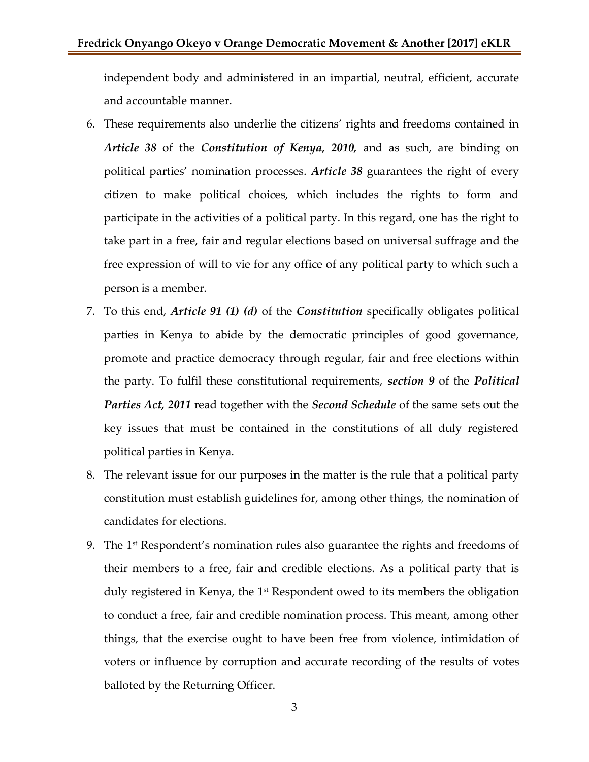independent body and administered in an impartial, neutral, efficient, accurate and accountable manner.

6. These requirements also underlie the citizens' rights and freedoms contained in ***Article 38*** of the ***Constitution of Kenya, 2010,*** and as such, are binding on political parties' nomination processes. ***Article 38*** guarantees the right of every citizen to make political choices, which includes the rights to form and participate in the activities of a political party. In this regard, one has the right to take part in a free, fair and regular elections based on universal suffrage and the free expression of will to vie for any office of any political party to which such a person is a member.
7. To this end, ***Article 91 (1) (d)*** of the ***Constitution*** specifically obligates political parties in Kenya to abide by the democratic principles of good governance, promote and practice democracy through regular, fair and free elections within the party. To fulfil these constitutional requirements, ***section 9*** of the ***Political Parties Act, 2011*** read together with the ***Second Schedule*** of the same sets out the key issues that must be contained in the constitutions of all duly registered political parties in Kenya.
8. The relevant issue for our purposes in the matter is the rule that a political party constitution must establish guidelines for, among other things, the nomination of candidates for elections.
9. The 1st Respondent's nomination rules also guarantee the rights and freedoms of their members to a free, fair and credible elections. As a political party that is duly registered in Kenya, the 1st Respondent owed to its members the obligation to conduct a free, fair and credible nomination process. This meant, among other things, that the exercise ought to have been free from violence, intimidation of voters or influence by corruption and accurate recording of the results of votes balloted by the Returning Officer.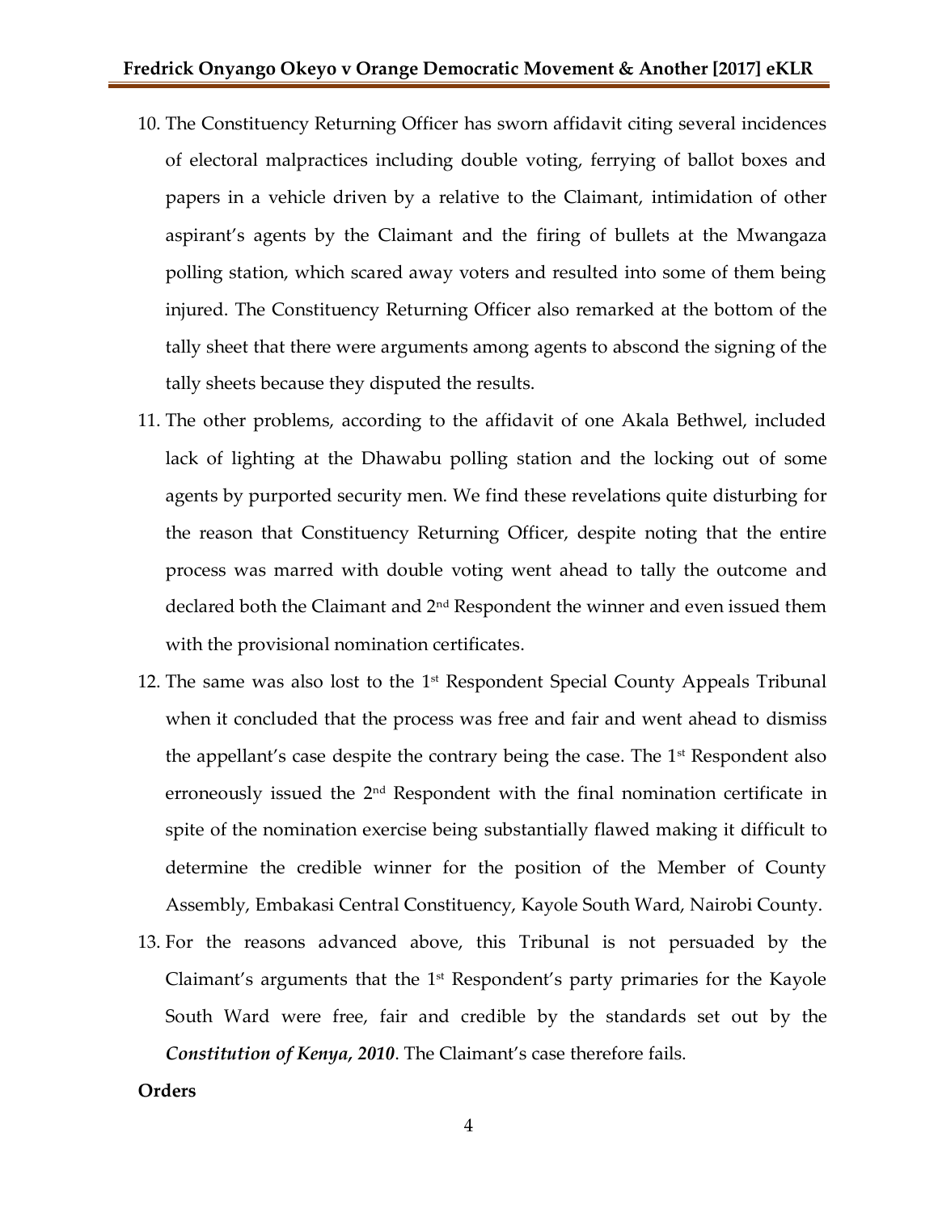10. The Constituency Returning Officer has sworn affidavit citing several incidences of electoral malpractices including double voting, ferrying of ballot boxes and papers in a vehicle driven by a relative to the Claimant, intimidation of other aspirant's agents by the Claimant and the firing of bullets at the Mwangaza polling station, which scared away voters and resulted into some of them being injured. The Constituency Returning Officer also remarked at the bottom of the tally sheet that there were arguments among agents to abscond the signing of the tally sheets because they disputed the results.

11. The other problems, according to the affidavit of one Akala Bethwel, included lack of lighting at the Dhawabu polling station and the locking out of some agents by purported security men. We find these revelations quite disturbing for the reason that Constituency Returning Officer, despite noting that the entire process was marred with double voting went ahead to tally the outcome and declared both the Claimant and 2nd Respondent the winner and even issued them with the provisional nomination certificates.

12. The same was also lost to the 1st Respondent Special County Appeals Tribunal when it concluded that the process was free and fair and went ahead to dismiss the appellant's case despite the contrary being the case. The 1st Respondent also erroneously issued the 2nd Respondent with the final nomination certificate in spite of the nomination exercise being substantially flawed making it difficult to determine the credible winner for the position of the Member of County Assembly, Embakasi Central Constituency, Kayole South Ward, Nairobi County.

13. For the reasons advanced above, this Tribunal is not persuaded by the Claimant's arguments that the 1st Respondent's party primaries for the Kayole South Ward were free, fair and credible by the standards set out by the ***Constitution of Kenya, 2010***. The Claimant's case therefore fails.

**Orders**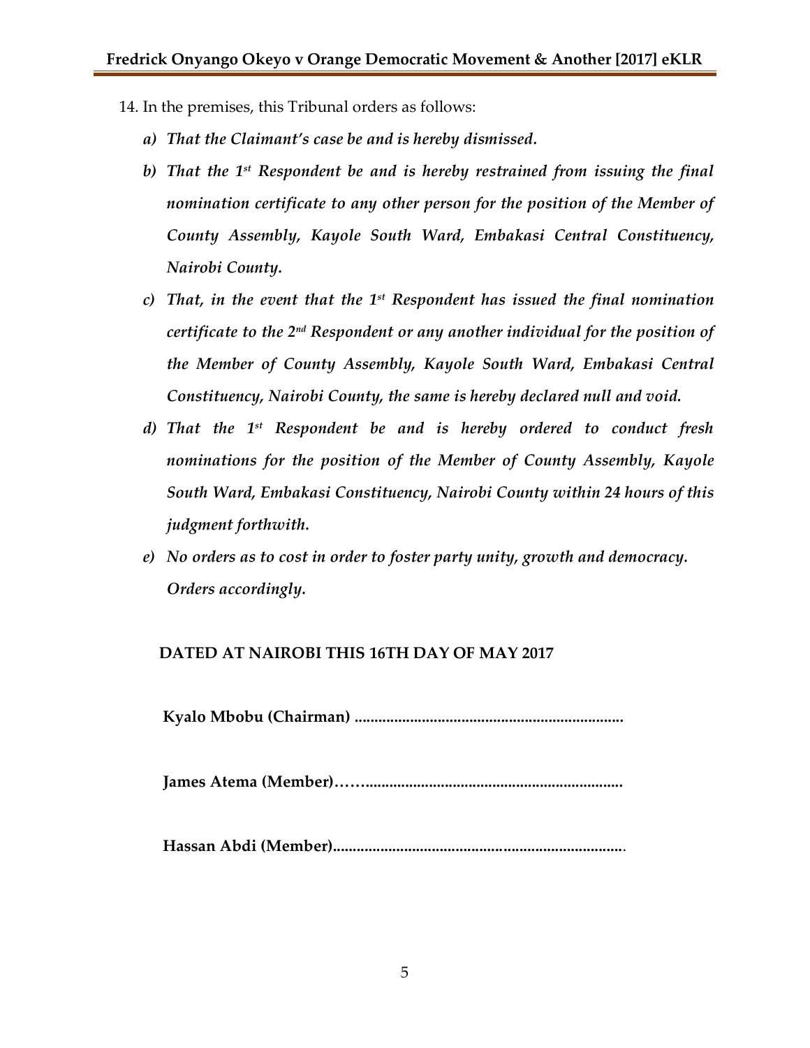14. In the premises, this Tribunal orders as follows:

   a) ***That the Claimant's case be and is hereby dismissed.***

   b) ***That the 1st Respondent be and is hereby restrained from issuing the final nomination certificate to any other person for the position of the Member of County Assembly, Kayole South Ward, Embakasi Central Constituency, Nairobi County.***

   c) ***That, in the event that the 1st Respondent has issued the final nomination certificate to the 2nd Respondent or any another individual for the position of the Member of County Assembly, Kayole South Ward, Embakasi Central Constituency, Nairobi County, the same is hereby declared null and void.***

   d) ***That the 1st Respondent be and is hereby ordered to conduct fresh nominations for the position of the Member of County Assembly, Kayole South Ward, Embakasi Constituency, Nairobi County within 24 hours of this judgment forthwith.***

   e) ***No orders as to cost in order to foster party unity, growth and democracy. Orders accordingly.***

**DATED AT NAIROBI THIS 16TH DAY OF MAY 2017**

**Kyalo Mbobu (Chairman) ....................................................................**

**James Atema (Member)……..................................................................**

**Hassan Abdi (Member).........................................................................**